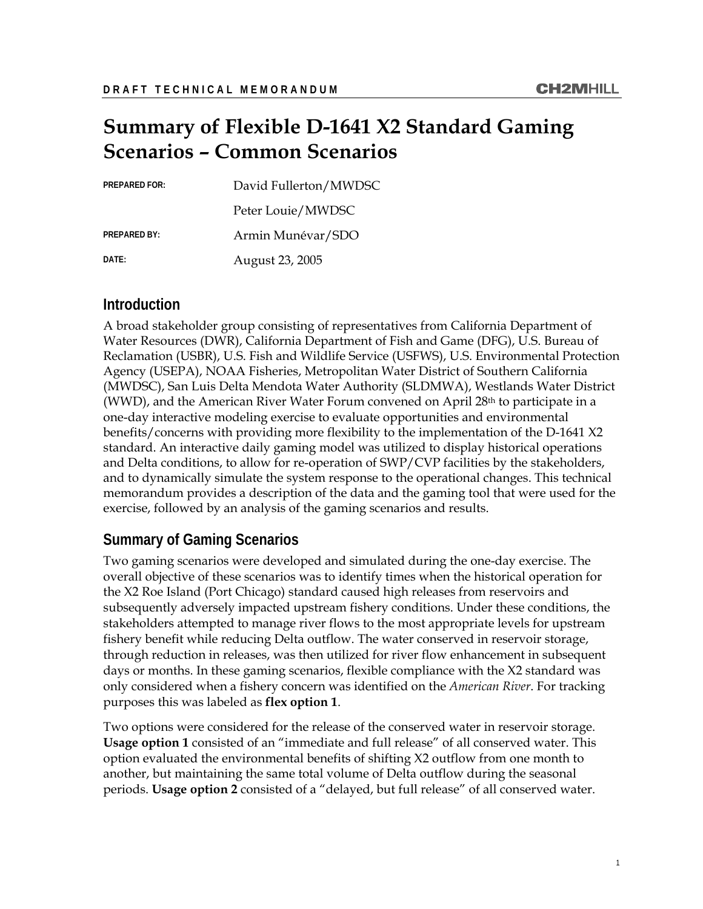# Summary of Flexible D-1641 X2 Standard Gaming Scenarios – Common Scenarios

| | |
|---|---|
| PREPARED FOR: | David Fullerton/MWDSC |
| | Peter Louie/MWDSC |
| PREPARED BY: | Armin Munévar/SDO |
| DATE: | August 23, 2005 |

## Introduction

A broad stakeholder group consisting of representatives from California Department of Water Resources (DWR), California Department of Fish and Game (DFG), U.S. Bureau of Reclamation (USBR), U.S. Fish and Wildlife Service (USFWS), U.S. Environmental Protection Agency (USEPA), NOAA Fisheries, Metropolitan Water District of Southern California (MWDSC), San Luis Delta Mendota Water Authority (SLDMWA), Westlands Water District (WWD), and the American River Water Forum convened on April 28th to participate in a one-day interactive modeling exercise to evaluate opportunities and environmental benefits/concerns with providing more flexibility to the implementation of the D-1641 X2 standard. An interactive daily gaming model was utilized to display historical operations and Delta conditions, to allow for re-operation of SWP/CVP facilities by the stakeholders, and to dynamically simulate the system response to the operational changes. This technical memorandum provides a description of the data and the gaming tool that were used for the exercise, followed by an analysis of the gaming scenarios and results.

## Summary of Gaming Scenarios

Two gaming scenarios were developed and simulated during the one-day exercise. The overall objective of these scenarios was to identify times when the historical operation for the X2 Roe Island (Port Chicago) standard caused high releases from reservoirs and subsequently adversely impacted upstream fishery conditions. Under these conditions, the stakeholders attempted to manage river flows to the most appropriate levels for upstream fishery benefit while reducing Delta outflow. The water conserved in reservoir storage, through reduction in releases, was then utilized for river flow enhancement in subsequent days or months. In these gaming scenarios, flexible compliance with the X2 standard was only considered when a fishery concern was identified on the *American River*. For tracking purposes this was labeled as **flex option 1**.

Two options were considered for the release of the conserved water in reservoir storage. **Usage option 1** consisted of an "immediate and full release" of all conserved water. This option evaluated the environmental benefits of shifting X2 outflow from one month to another, but maintaining the same total volume of Delta outflow during the seasonal periods. **Usage option 2** consisted of a "delayed, but full release" of all conserved water.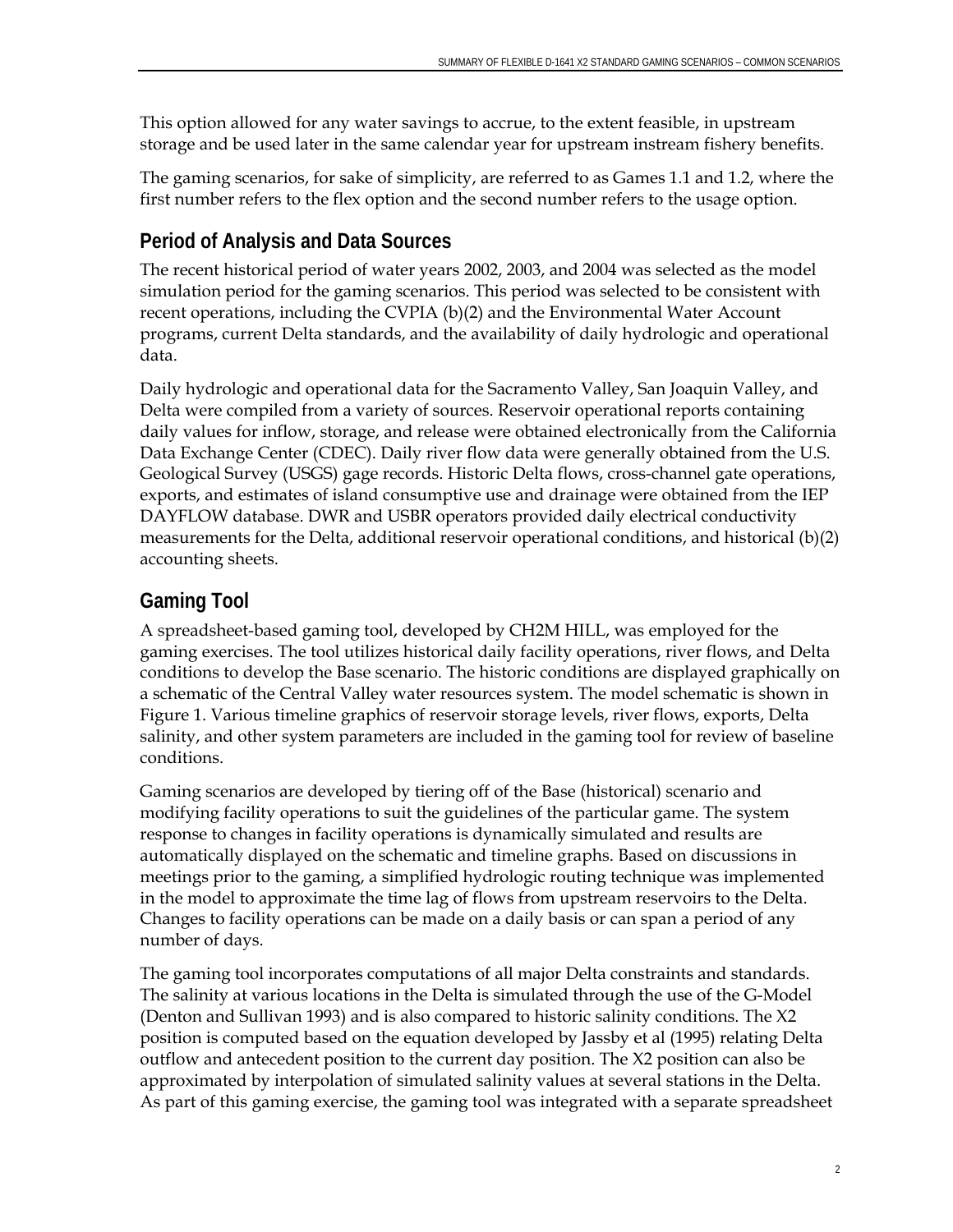This option allowed for any water savings to accrue, to the extent feasible, in upstream storage and be used later in the same calendar year for upstream instream fishery benefits.

The gaming scenarios, for sake of simplicity, are referred to as Games 1.1 and 1.2, where the first number refers to the flex option and the second number refers to the usage option.

## Period of Analysis and Data Sources

The recent historical period of water years 2002, 2003, and 2004 was selected as the model simulation period for the gaming scenarios. This period was selected to be consistent with recent operations, including the CVPIA (b)(2) and the Environmental Water Account programs, current Delta standards, and the availability of daily hydrologic and operational data.

Daily hydrologic and operational data for the Sacramento Valley, San Joaquin Valley, and Delta were compiled from a variety of sources. Reservoir operational reports containing daily values for inflow, storage, and release were obtained electronically from the California Data Exchange Center (CDEC). Daily river flow data were generally obtained from the U.S. Geological Survey (USGS) gage records. Historic Delta flows, cross-channel gate operations, exports, and estimates of island consumptive use and drainage were obtained from the IEP DAYFLOW database. DWR and USBR operators provided daily electrical conductivity measurements for the Delta, additional reservoir operational conditions, and historical (b)(2) accounting sheets.

## Gaming Tool

A spreadsheet-based gaming tool, developed by CH2M HILL, was employed for the gaming exercises. The tool utilizes historical daily facility operations, river flows, and Delta conditions to develop the Base scenario. The historic conditions are displayed graphically on a schematic of the Central Valley water resources system. The model schematic is shown in Figure 1. Various timeline graphics of reservoir storage levels, river flows, exports, Delta salinity, and other system parameters are included in the gaming tool for review of baseline conditions.

Gaming scenarios are developed by tiering off of the Base (historical) scenario and modifying facility operations to suit the guidelines of the particular game. The system response to changes in facility operations is dynamically simulated and results are automatically displayed on the schematic and timeline graphs. Based on discussions in meetings prior to the gaming, a simplified hydrologic routing technique was implemented in the model to approximate the time lag of flows from upstream reservoirs to the Delta. Changes to facility operations can be made on a daily basis or can span a period of any number of days.

The gaming tool incorporates computations of all major Delta constraints and standards. The salinity at various locations in the Delta is simulated through the use of the G-Model (Denton and Sullivan 1993) and is also compared to historic salinity conditions. The X2 position is computed based on the equation developed by Jassby et al (1995) relating Delta outflow and antecedent position to the current day position. The X2 position can also be approximated by interpolation of simulated salinity values at several stations in the Delta. As part of this gaming exercise, the gaming tool was integrated with a separate spreadsheet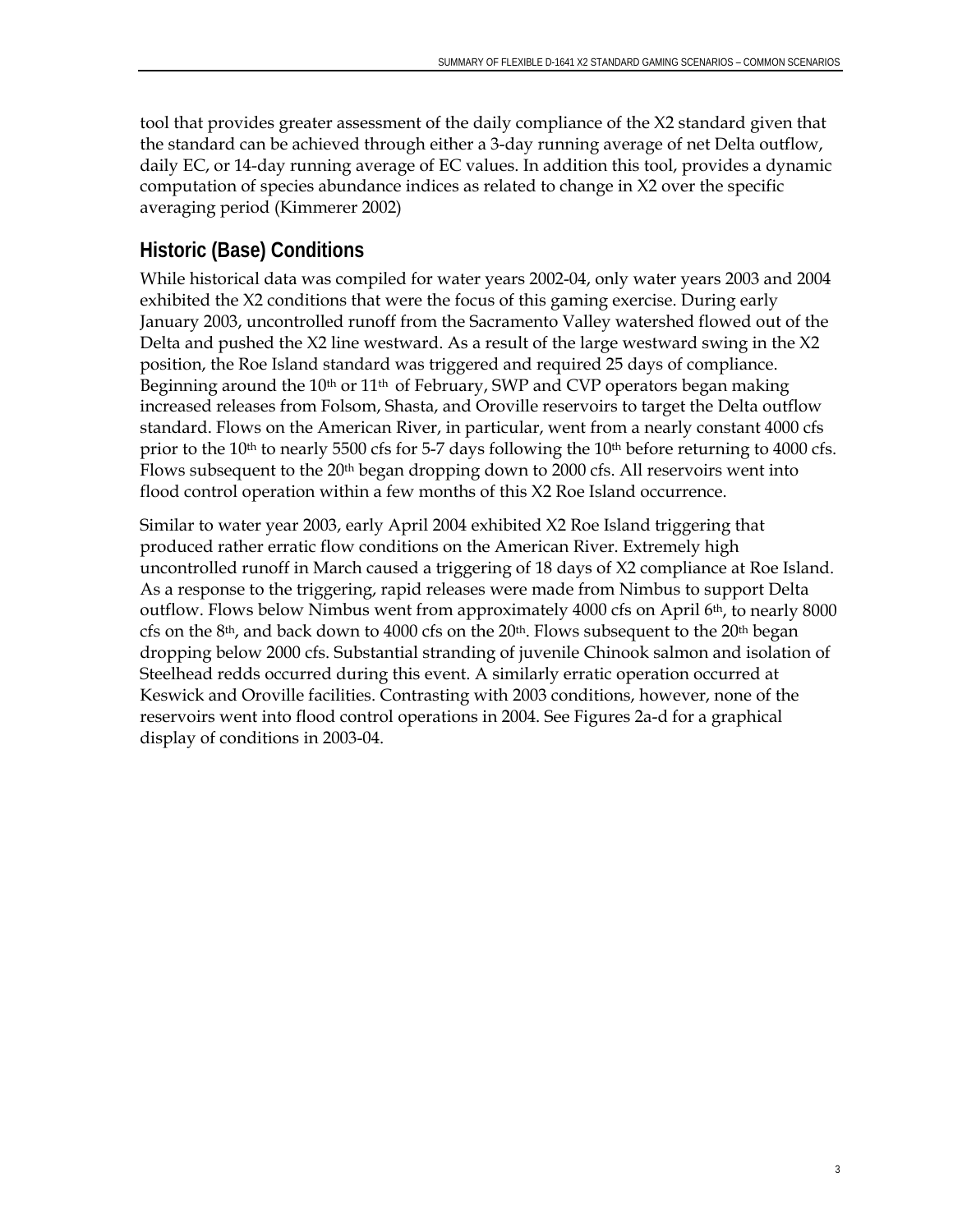tool that provides greater assessment of the daily compliance of the X2 standard given that the standard can be achieved through either a 3-day running average of net Delta outflow, daily EC, or 14-day running average of EC values. In addition this tool, provides a dynamic computation of species abundance indices as related to change in X2 over the specific averaging period (Kimmerer 2002)

## Historic (Base) Conditions

While historical data was compiled for water years 2002-04, only water years 2003 and 2004 exhibited the X2 conditions that were the focus of this gaming exercise. During early January 2003, uncontrolled runoff from the Sacramento Valley watershed flowed out of the Delta and pushed the X2 line westward. As a result of the large westward swing in the X2 position, the Roe Island standard was triggered and required 25 days of compliance. Beginning around the 10th or 11th of February, SWP and CVP operators began making increased releases from Folsom, Shasta, and Oroville reservoirs to target the Delta outflow standard. Flows on the American River, in particular, went from a nearly constant 4000 cfs prior to the 10th to nearly 5500 cfs for 5-7 days following the 10th before returning to 4000 cfs. Flows subsequent to the 20th began dropping down to 2000 cfs. All reservoirs went into flood control operation within a few months of this X2 Roe Island occurrence.

Similar to water year 2003, early April 2004 exhibited X2 Roe Island triggering that produced rather erratic flow conditions on the American River. Extremely high uncontrolled runoff in March caused a triggering of 18 days of X2 compliance at Roe Island. As a response to the triggering, rapid releases were made from Nimbus to support Delta outflow. Flows below Nimbus went from approximately 4000 cfs on April 6th, to nearly 8000 cfs on the 8th, and back down to 4000 cfs on the 20th. Flows subsequent to the 20th began dropping below 2000 cfs. Substantial stranding of juvenile Chinook salmon and isolation of Steelhead redds occurred during this event. A similarly erratic operation occurred at Keswick and Oroville facilities. Contrasting with 2003 conditions, however, none of the reservoirs went into flood control operations in 2004. See Figures 2a-d for a graphical display of conditions in 2003-04.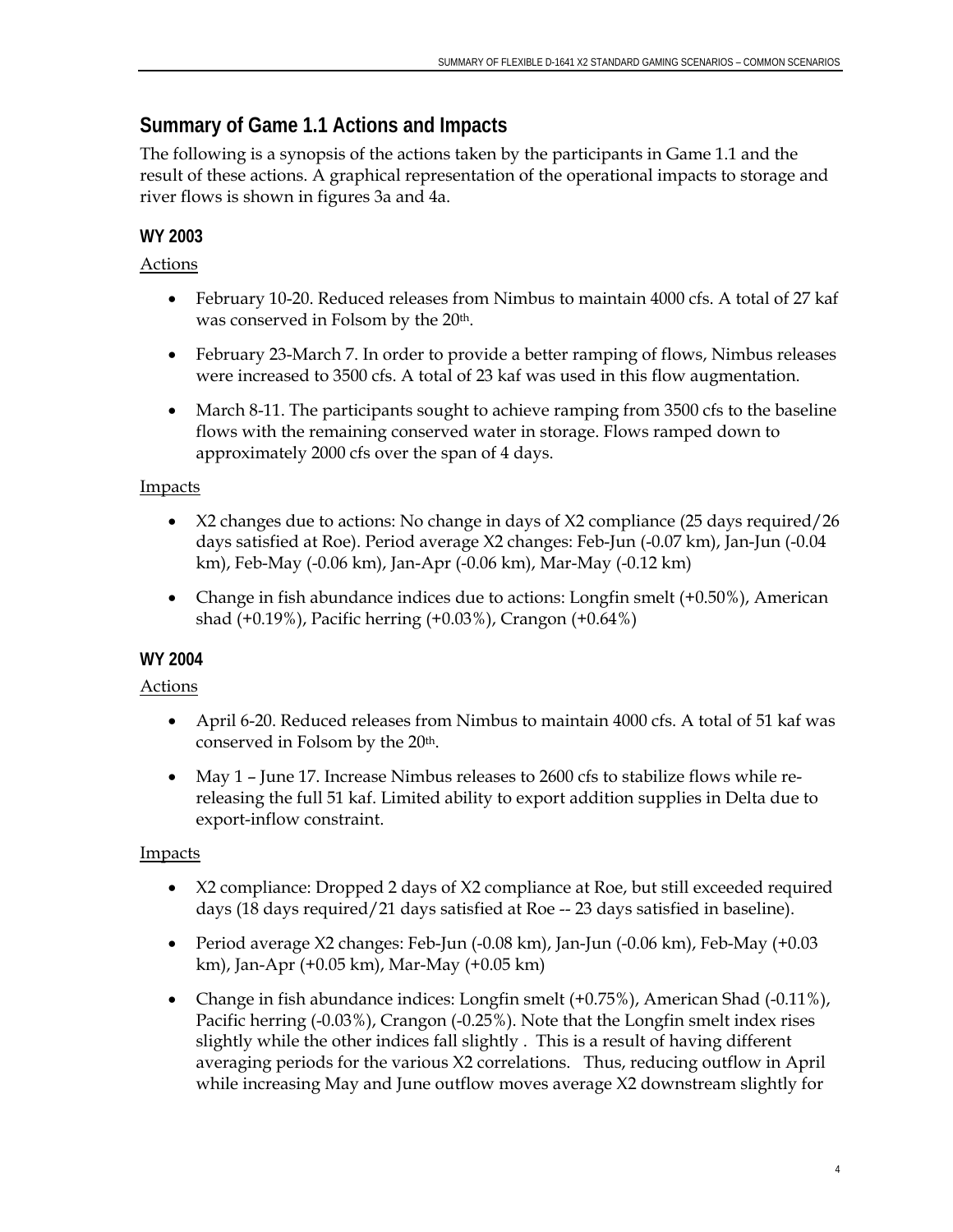## Summary of Game 1.1 Actions and Impacts

The following is a synopsis of the actions taken by the participants in Game 1.1 and the result of these actions. A graphical representation of the operational impacts to storage and river flows is shown in figures 3a and 4a.

### WY 2003

Actions

- February 10-20. Reduced releases from Nimbus to maintain 4000 cfs. A total of 27 kaf was conserved in Folsom by the 20th.
- February 23-March 7. In order to provide a better ramping of flows, Nimbus releases were increased to 3500 cfs. A total of 23 kaf was used in this flow augmentation.
- March 8-11. The participants sought to achieve ramping from 3500 cfs to the baseline flows with the remaining conserved water in storage. Flows ramped down to approximately 2000 cfs over the span of 4 days.

Impacts

- X2 changes due to actions: No change in days of X2 compliance (25 days required/26 days satisfied at Roe). Period average X2 changes: Feb-Jun (-0.07 km), Jan-Jun (-0.04 km), Feb-May (-0.06 km), Jan-Apr (-0.06 km), Mar-May (-0.12 km)
- Change in fish abundance indices due to actions: Longfin smelt (+0.50%), American shad (+0.19%), Pacific herring (+0.03%), Crangon (+0.64%)

### WY 2004

Actions

- April 6-20. Reduced releases from Nimbus to maintain 4000 cfs. A total of 51 kaf was conserved in Folsom by the 20th.
- May 1 – June 17. Increase Nimbus releases to 2600 cfs to stabilize flows while re-releasing the full 51 kaf. Limited ability to export addition supplies in Delta due to export-inflow constraint.

Impacts

- X2 compliance: Dropped 2 days of X2 compliance at Roe, but still exceeded required days (18 days required/21 days satisfied at Roe -- 23 days satisfied in baseline).
- Period average X2 changes: Feb-Jun (-0.08 km), Jan-Jun (-0.06 km), Feb-May (+0.03 km), Jan-Apr (+0.05 km), Mar-May (+0.05 km)
- Change in fish abundance indices: Longfin smelt (+0.75%), American Shad (-0.11%), Pacific herring (-0.03%), Crangon (-0.25%). Note that the Longfin smelt index rises slightly while the other indices fall slightly . This is a result of having different averaging periods for the various X2 correlations. Thus, reducing outflow in April while increasing May and June outflow moves average X2 downstream slightly for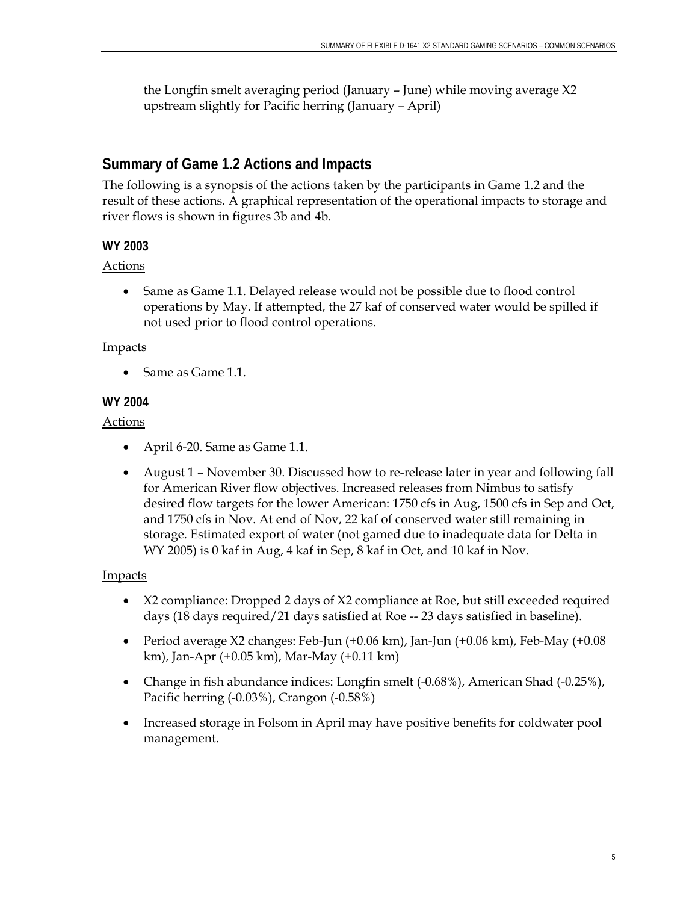the Longfin smelt averaging period (January – June) while moving average X2 upstream slightly for Pacific herring (January – April)

## Summary of Game 1.2 Actions and Impacts

The following is a synopsis of the actions taken by the participants in Game 1.2 and the result of these actions. A graphical representation of the operational impacts to storage and river flows is shown in figures 3b and 4b.

### WY 2003

Actions

- Same as Game 1.1. Delayed release would not be possible due to flood control operations by May. If attempted, the 27 kaf of conserved water would be spilled if not used prior to flood control operations.

Impacts

- Same as Game 1.1.

### WY 2004

Actions

- April 6-20. Same as Game 1.1.
- August 1 – November 30. Discussed how to re-release later in year and following fall for American River flow objectives. Increased releases from Nimbus to satisfy desired flow targets for the lower American: 1750 cfs in Aug, 1500 cfs in Sep and Oct, and 1750 cfs in Nov. At end of Nov, 22 kaf of conserved water still remaining in storage. Estimated export of water (not gamed due to inadequate data for Delta in WY 2005) is 0 kaf in Aug, 4 kaf in Sep, 8 kaf in Oct, and 10 kaf in Nov.

Impacts

- X2 compliance: Dropped 2 days of X2 compliance at Roe, but still exceeded required days (18 days required/21 days satisfied at Roe -- 23 days satisfied in baseline).
- Period average X2 changes: Feb-Jun (+0.06 km), Jan-Jun (+0.06 km), Feb-May (+0.08 km), Jan-Apr (+0.05 km), Mar-May (+0.11 km)
- Change in fish abundance indices: Longfin smelt (-0.68%), American Shad (-0.25%), Pacific herring (-0.03%), Crangon (-0.58%)
- Increased storage in Folsom in April may have positive benefits for coldwater pool management.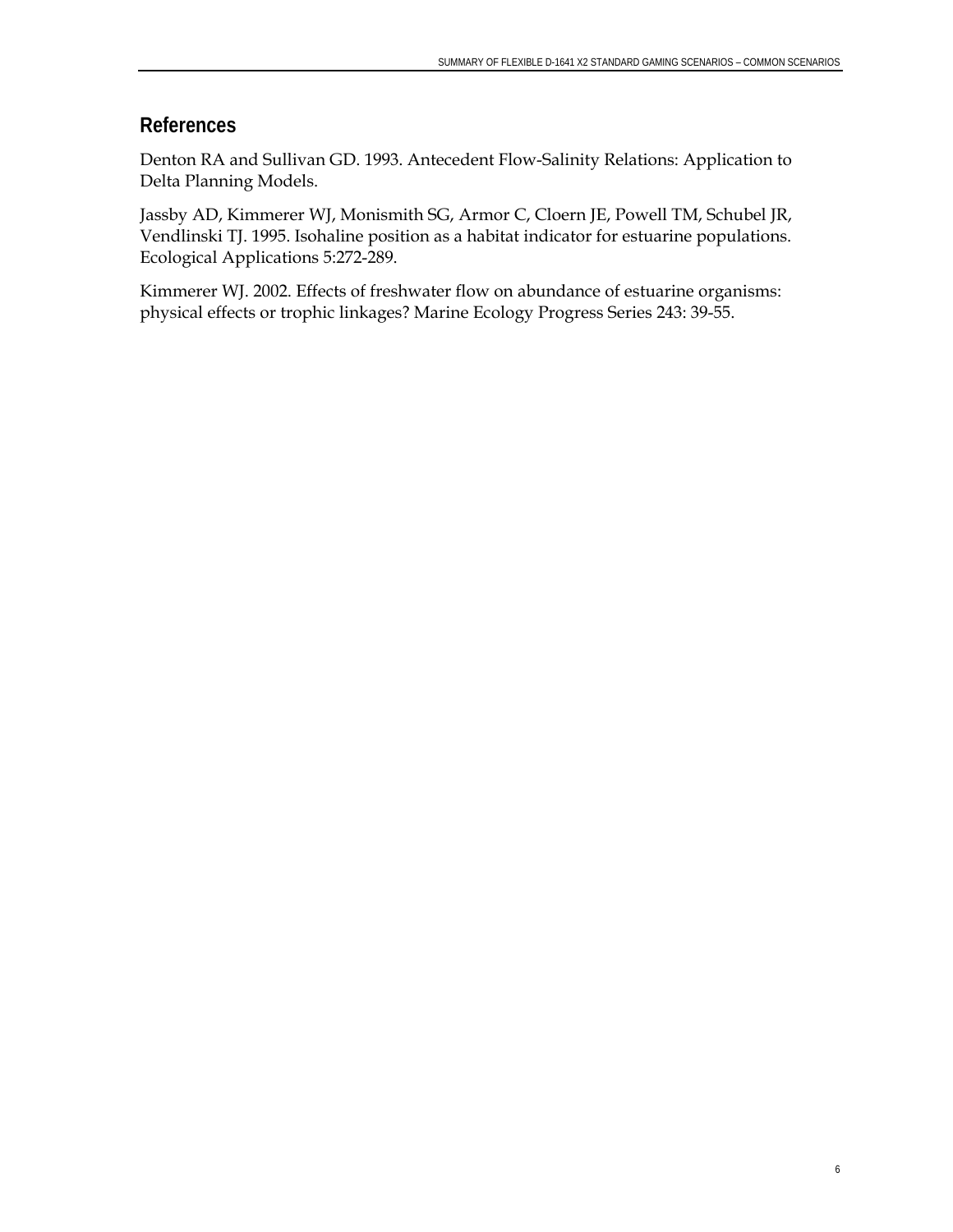## References

Denton RA and Sullivan GD. 1993. Antecedent Flow-Salinity Relations: Application to Delta Planning Models.

Jassby AD, Kimmerer WJ, Monismith SG, Armor C, Cloern JE, Powell TM, Schubel JR, Vendlinski TJ. 1995. Isohaline position as a habitat indicator for estuarine populations. Ecological Applications 5:272-289.

Kimmerer WJ. 2002. Effects of freshwater flow on abundance of estuarine organisms: physical effects or trophic linkages? Marine Ecology Progress Series 243: 39-55.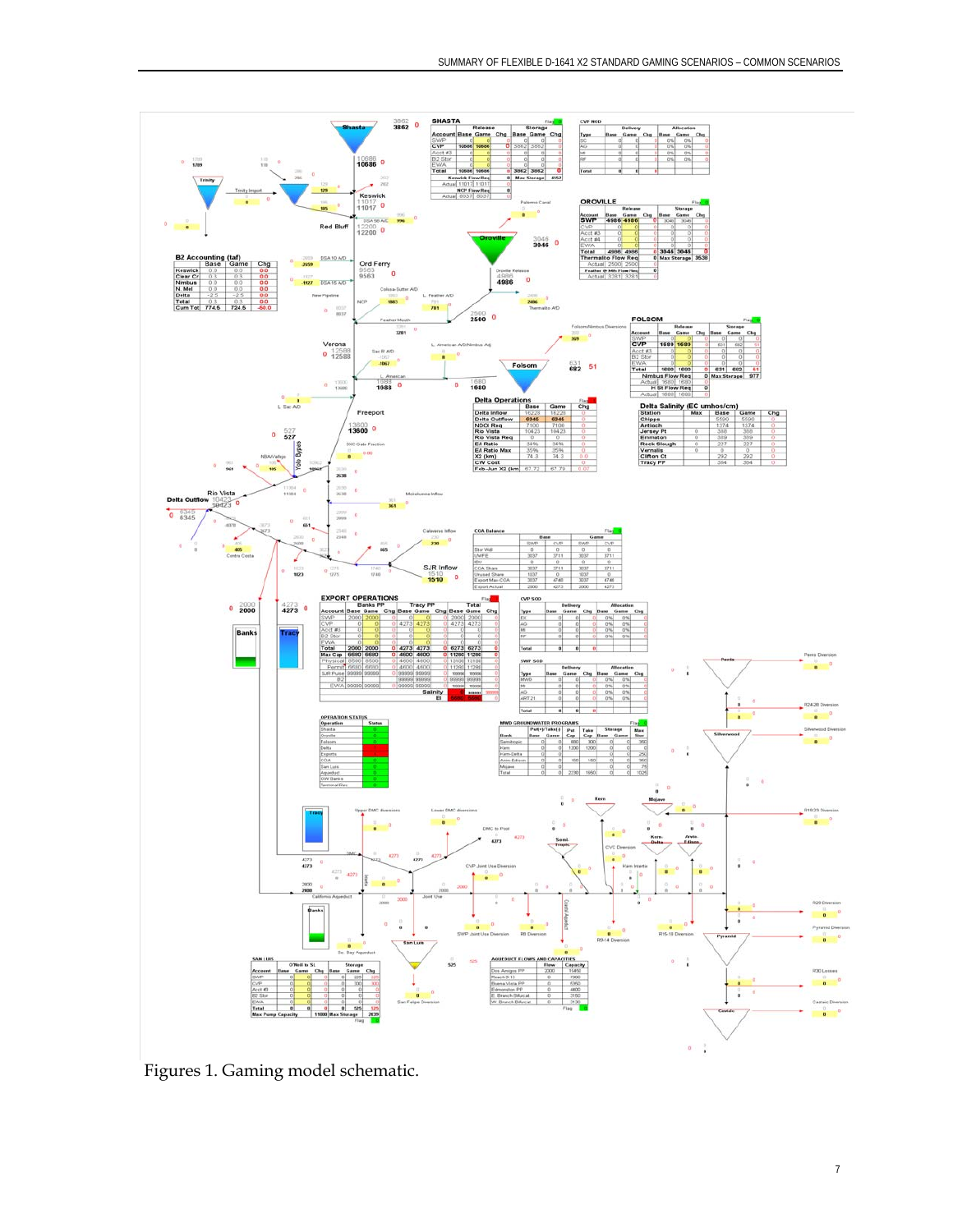Figures 1. Gaming model schematic.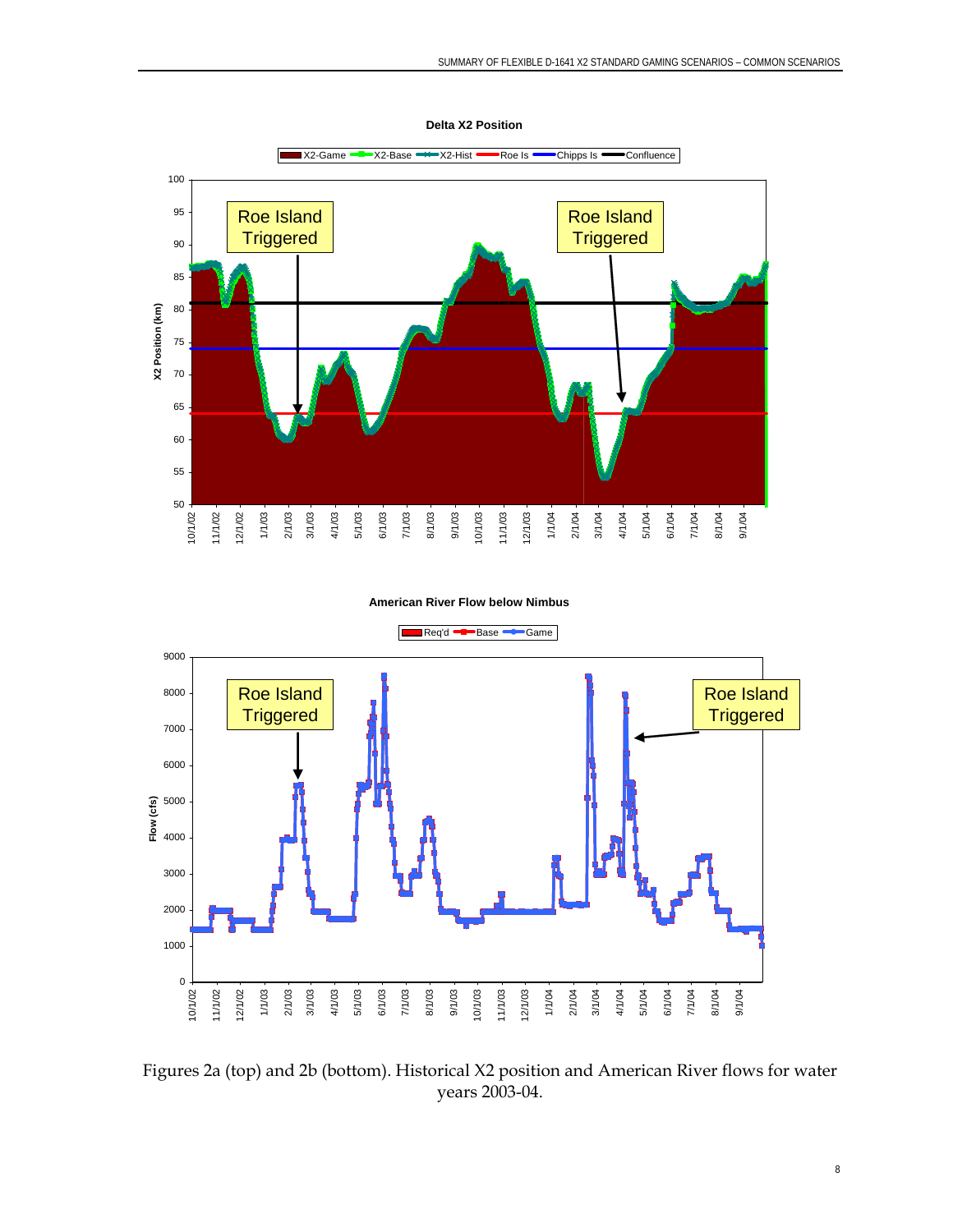Figures 2a (top) and 2b (bottom). Historical X2 position and American River flows for water years 2003-04.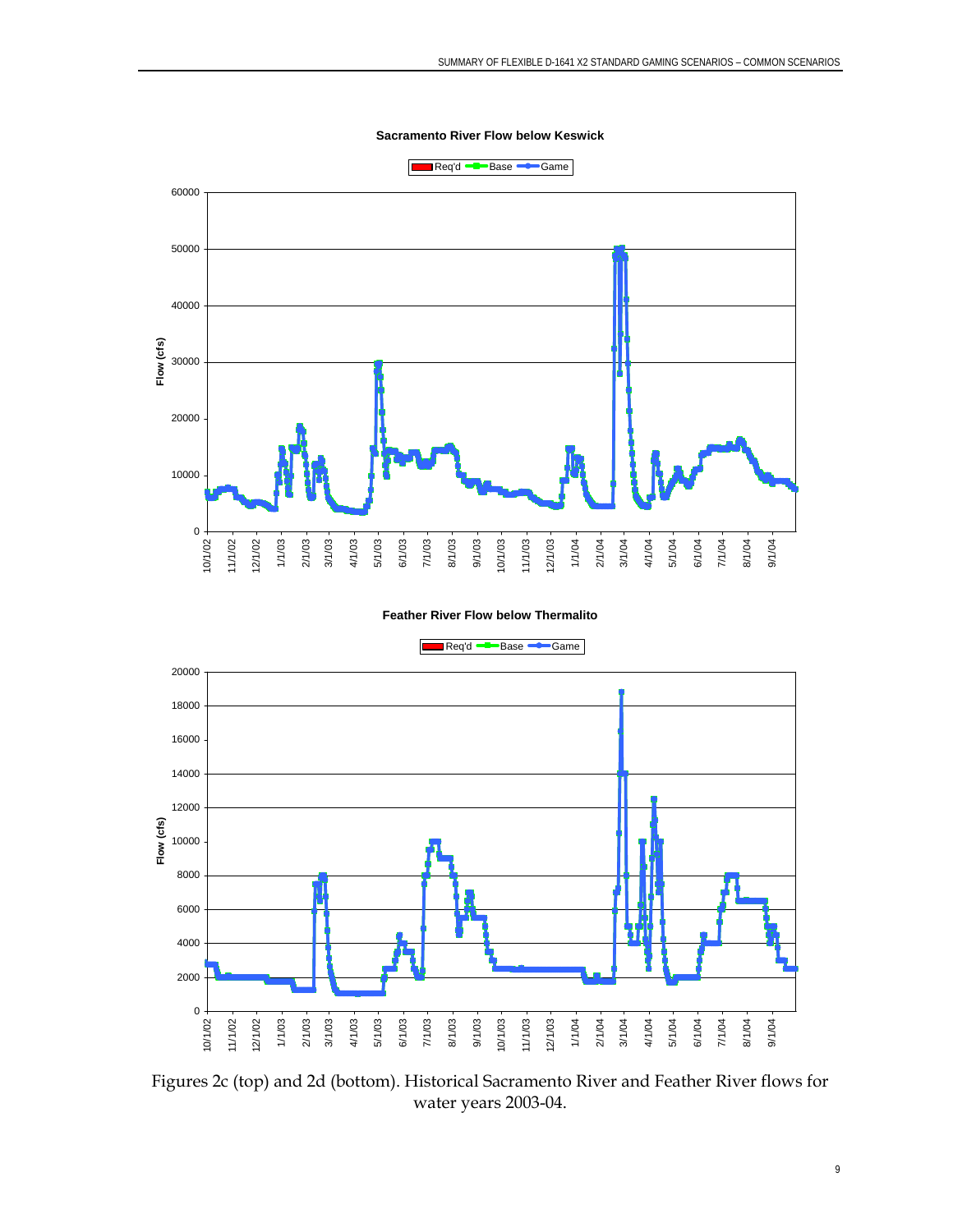**Sacramento River Flow below Keswick**

Req'd   Base   Game

Flow (cfs)

**Feather River Flow below Thermalito**

Req'd   Base   Game

Flow (cfs)

Figures 2c (top) and 2d (bottom). Historical Sacramento River and Feather River flows for water years 2003-04.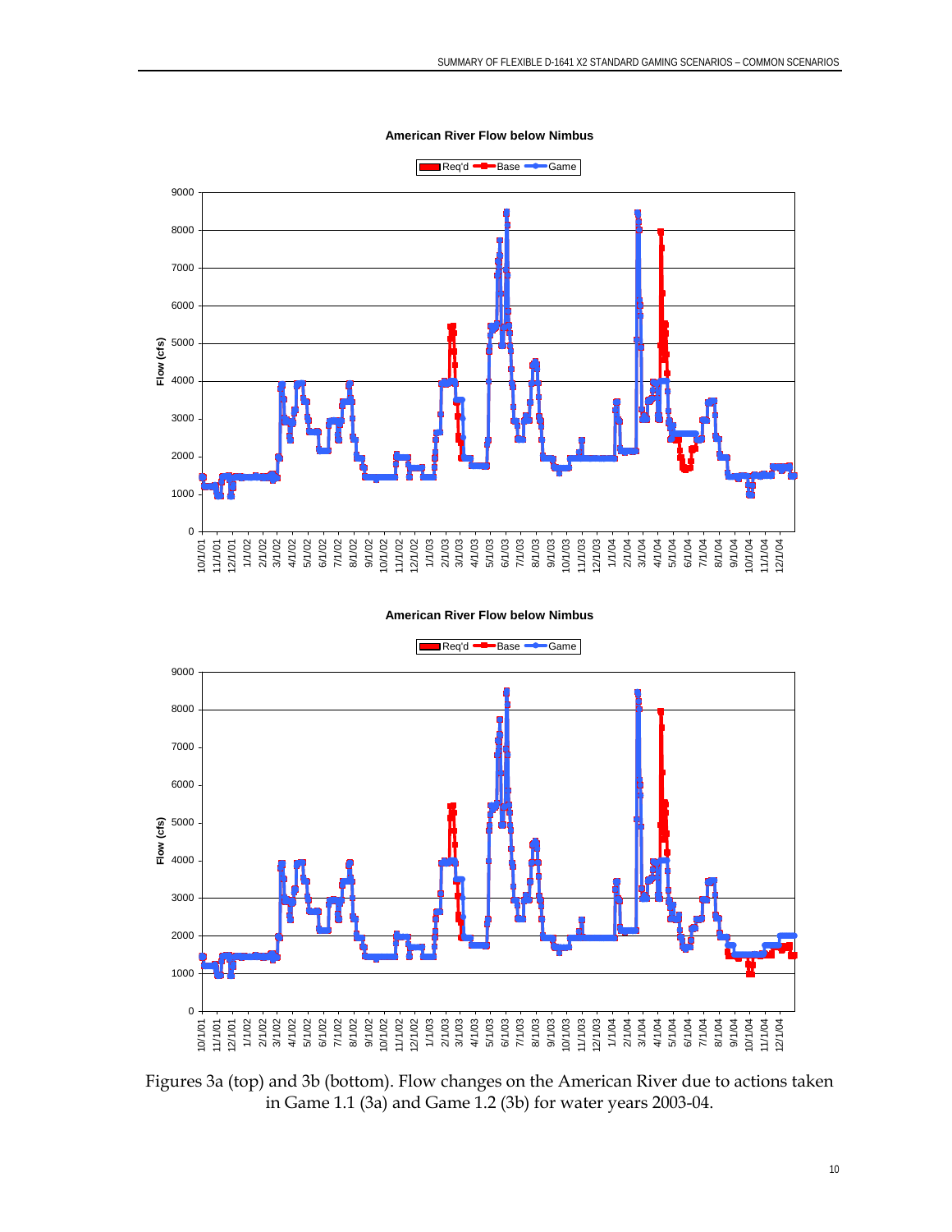Figures 3a (top) and 3b (bottom). Flow changes on the American River due to actions taken in Game 1.1 (3a) and Game 1.2 (3b) for water years 2003-04.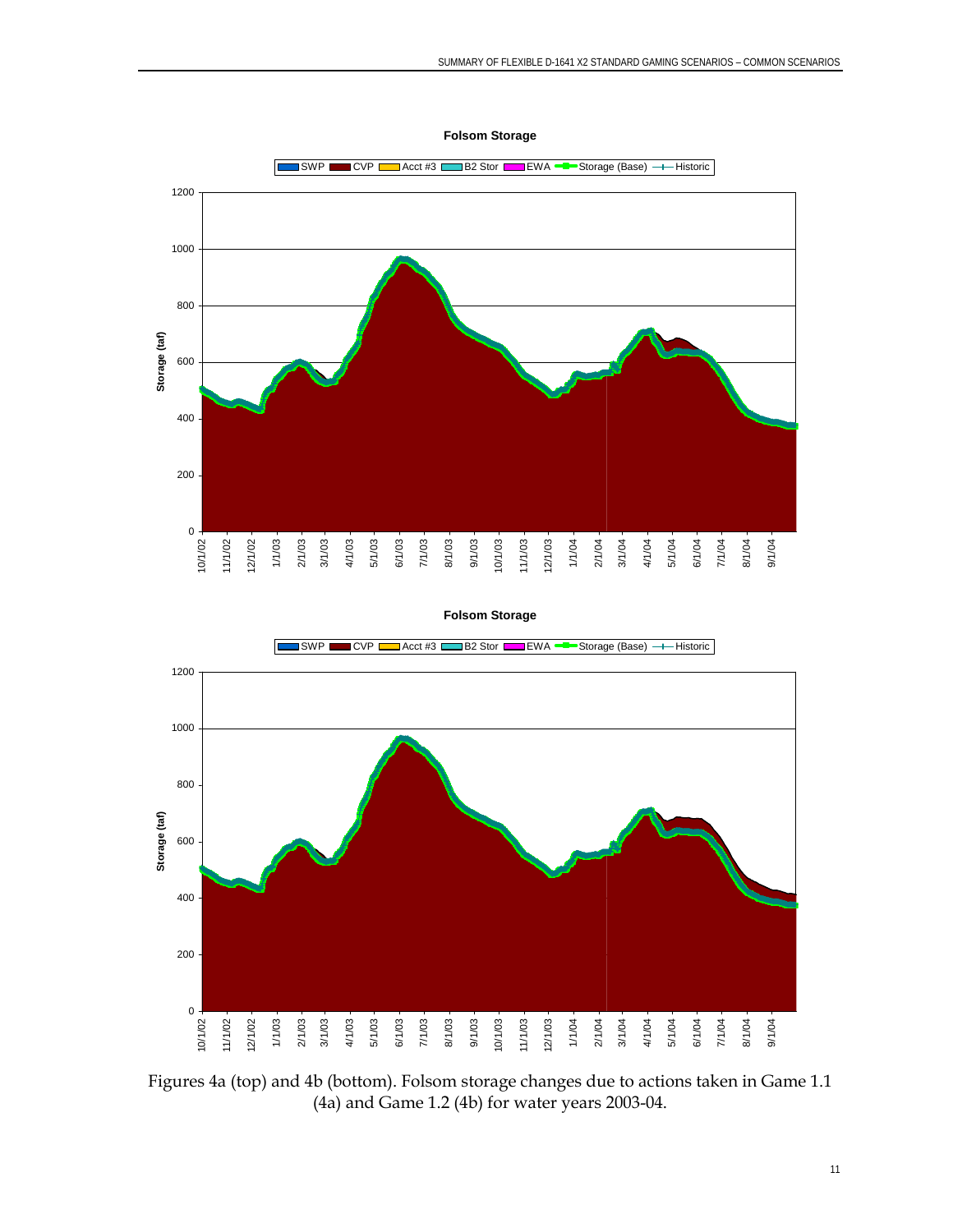Folsom Storage

SWP CVP Acct #3 B2 Stor EWA Storage (Base) Historic

Storage (taf)

1200
1000
800
600
400
200
0

10/1/02 11/1/02 12/1/02 1/1/03 2/1/03 3/1/03 4/1/03 5/1/03 6/1/03 7/1/03 8/1/03 9/1/03 10/1/03 11/1/03 12/1/03 1/1/04 2/1/04 3/1/04 4/1/04 5/1/04 6/1/04 7/1/04 8/1/04 9/1/04

Folsom Storage

SWP CVP Acct #3 B2 Stor EWA Storage (Base) Historic

Storage (taf)

1200
1000
800
600
400
200
0

10/1/02 11/1/02 12/1/02 1/1/03 2/1/03 3/1/03 4/1/03 5/1/03 6/1/03 7/1/03 8/1/03 9/1/03 10/1/03 11/1/03 12/1/03 1/1/04 2/1/04 3/1/04 4/1/04 5/1/04 6/1/04 7/1/04 8/1/04 9/1/04

Figures 4a (top) and 4b (bottom). Folsom storage changes due to actions taken in Game 1.1 (4a) and Game 1.2 (4b) for water years 2003-04.